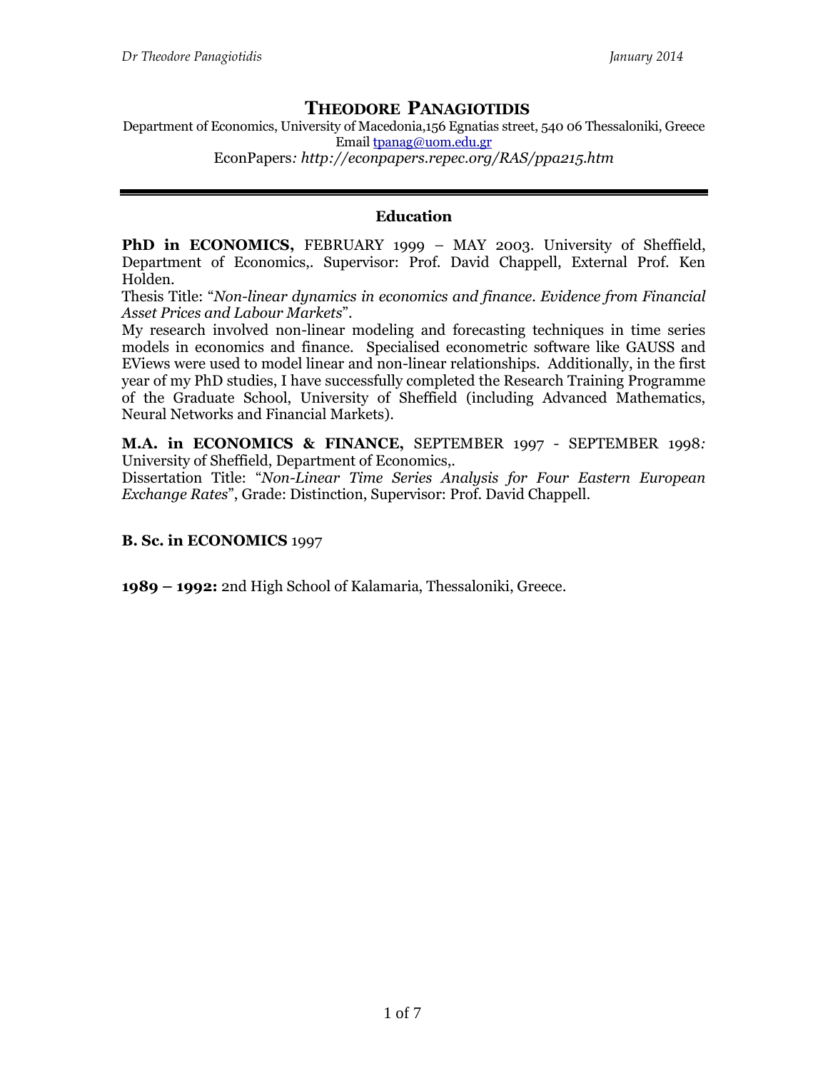# THEODORE PANAGIOTIDIS

Department of Economics, University of Macedonia,156 Egnatias street, 540 06 Thessaloniki, Greece
Email tpanag@uom.edu.gr
EconPapers*: http://econpapers.repec.org/RAS/ppa215.htm*

---

## Education

**PhD in ECONOMICS,** FEBRUARY 1999 – MAY 2003. University of Sheffield, Department of Economics,. Supervisor: Prof. David Chappell, External Prof. Ken Holden.

Thesis Title: "*Non-linear dynamics in economics and finance. Evidence from Financial Asset Prices and Labour Markets*".

My research involved non-linear modeling and forecasting techniques in time series models in economics and finance. Specialised econometric software like GAUSS and EViews were used to model linear and non-linear relationships. Additionally, in the first year of my PhD studies, I have successfully completed the Research Training Programme of the Graduate School, University of Sheffield (including Advanced Mathematics, Neural Networks and Financial Markets).

**M.A. in ECONOMICS & FINANCE,** SEPTEMBER 1997 - SEPTEMBER 1998*:* University of Sheffield, Department of Economics,.

Dissertation Title: "*Non-Linear Time Series Analysis for Four Eastern European Exchange Rates*", Grade: Distinction, Supervisor: Prof. David Chappell.

**B. Sc. in ECONOMICS** 1997

**1989 – 1992:** 2nd High School of Kalamaria, Thessaloniki, Greece.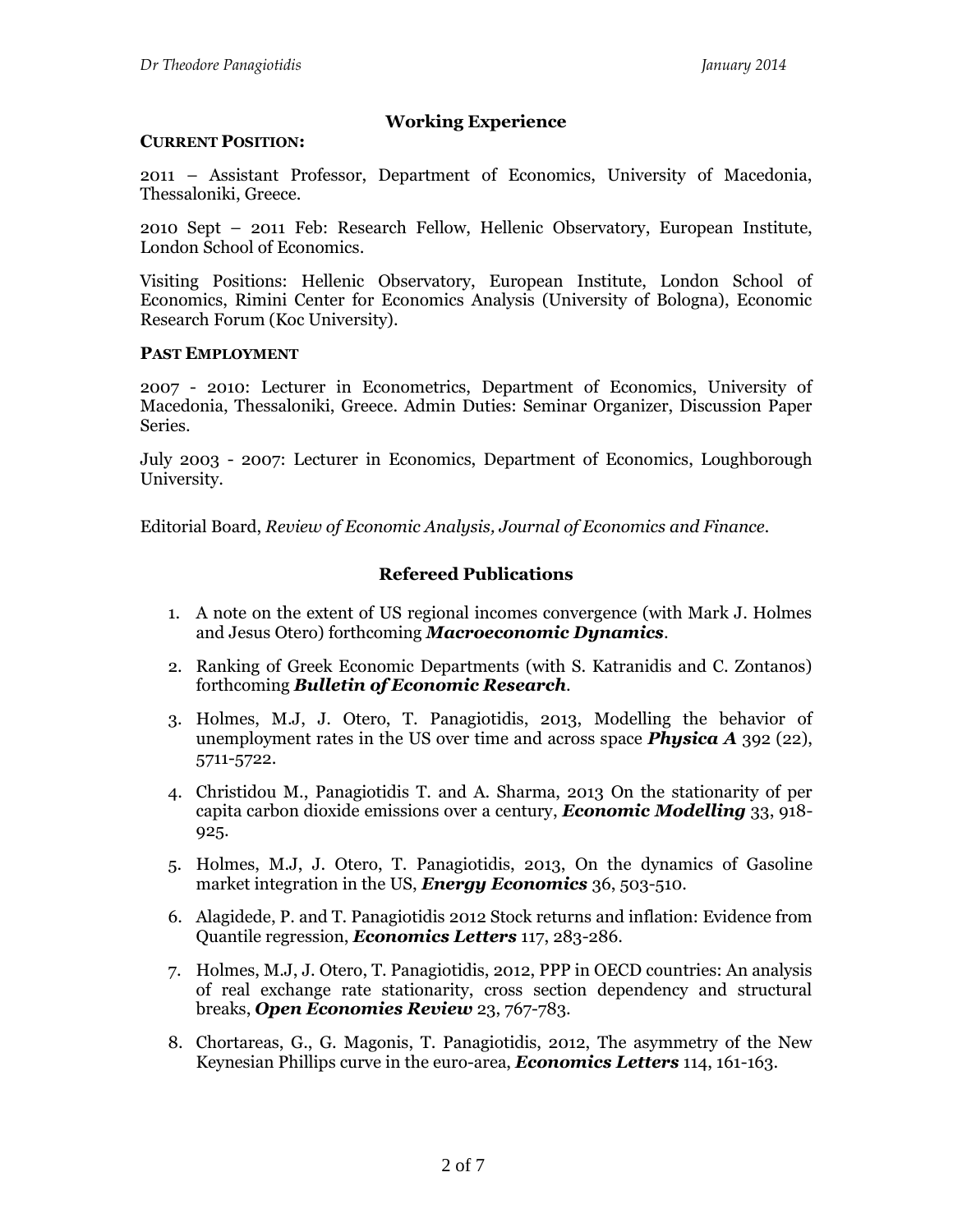## Working Experience

**CURRENT POSITION:**

2011 – Assistant Professor, Department of Economics, University of Macedonia, Thessaloniki, Greece.

2010 Sept – 2011 Feb: Research Fellow, Hellenic Observatory, European Institute, London School of Economics.

Visiting Positions: Hellenic Observatory, European Institute, London School of Economics, Rimini Center for Economics Analysis (University of Bologna), Economic Research Forum (Koc University).

**PAST EMPLOYMENT**

2007 - 2010: Lecturer in Econometrics, Department of Economics, University of Macedonia, Thessaloniki, Greece. Admin Duties: Seminar Organizer, Discussion Paper Series.

July 2003 - 2007: Lecturer in Economics, Department of Economics, Loughborough University.

Editorial Board, *Review of Economic Analysis, Journal of Economics and Finance*.

## Refereed Publications

1. A note on the extent of US regional incomes convergence (with Mark J. Holmes and Jesus Otero) forthcoming ***Macroeconomic Dynamics***.
2. Ranking of Greek Economic Departments (with S. Katranidis and C. Zontanos) forthcoming ***Bulletin of Economic Research***.
3. Holmes, M.J, J. Otero, T. Panagiotidis, 2013, Modelling the behavior of unemployment rates in the US over time and across space ***Physica A*** 392 (22), 5711-5722.
4. Christidou M., Panagiotidis T. and A. Sharma, 2013 On the stationarity of per capita carbon dioxide emissions over a century, ***Economic Modelling*** 33, 918-925.
5. Holmes, M.J, J. Otero, T. Panagiotidis, 2013, On the dynamics of Gasoline market integration in the US, ***Energy Economics*** 36, 503-510.
6. Alagidede, P. and T. Panagiotidis 2012 Stock returns and inflation: Evidence from Quantile regression, ***Economics Letters*** 117, 283-286.
7. Holmes, M.J, J. Otero, T. Panagiotidis, 2012, PPP in OECD countries: An analysis of real exchange rate stationarity, cross section dependency and structural breaks, ***Open Economies Review*** 23, 767-783.
8. Chortareas, G., G. Magonis, T. Panagiotidis, 2012, The asymmetry of the New Keynesian Phillips curve in the euro-area, ***Economics Letters*** 114, 161-163.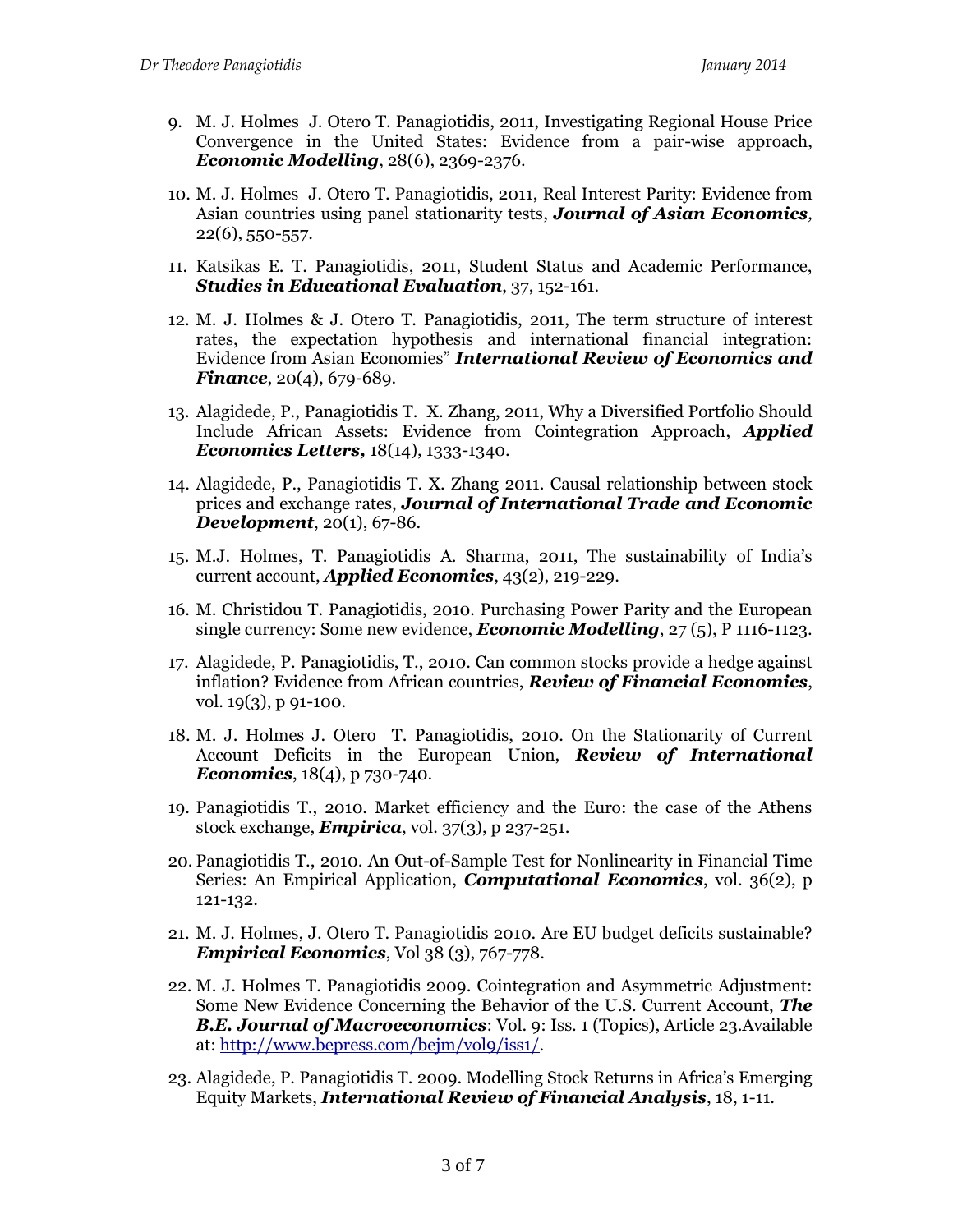9. M. J. Holmes J. Otero T. Panagiotidis, 2011, Investigating Regional House Price Convergence in the United States: Evidence from a pair-wise approach, ***Economic Modelling***, 28(6), 2369-2376.

10. M. J. Holmes J. Otero T. Panagiotidis, 2011, Real Interest Parity: Evidence from Asian countries using panel stationarity tests, ***Journal of Asian Economics,*** 22(6), 550-557.

11. Katsikas E. T. Panagiotidis, 2011, Student Status and Academic Performance, ***Studies in Educational Evaluation***, 37, 152-161.

12. M. J. Holmes & J. Otero T. Panagiotidis, 2011, The term structure of interest rates, the expectation hypothesis and international financial integration: Evidence from Asian Economies" ***International Review of Economics and Finance***, 20(4), 679-689.

13. Alagidede, P., Panagiotidis T. X. Zhang, 2011, Why a Diversified Portfolio Should Include African Assets: Evidence from Cointegration Approach, ***Applied Economics Letters,*** 18(14), 1333-1340.

14. Alagidede, P., Panagiotidis T. X. Zhang 2011. Causal relationship between stock prices and exchange rates, ***Journal of International Trade and Economic Development***, 20(1), 67-86.

15. M.J. Holmes, T. Panagiotidis A. Sharma, 2011, The sustainability of India's current account, ***Applied Economics***, 43(2), 219-229.

16. M. Christidou T. Panagiotidis, 2010. Purchasing Power Parity and the European single currency: Some new evidence, ***Economic Modelling***, 27 (5), P 1116-1123.

17. Alagidede, P. Panagiotidis, T., 2010. Can common stocks provide a hedge against inflation? Evidence from African countries, ***Review of Financial Economics***, vol. 19(3), p 91-100.

18. M. J. Holmes J. Otero T. Panagiotidis, 2010. On the Stationarity of Current Account Deficits in the European Union, ***Review of International Economics***, 18(4), p 730-740.

19. Panagiotidis T., 2010. Market efficiency and the Euro: the case of the Athens stock exchange, ***Empirica***, vol. 37(3), p 237-251.

20. Panagiotidis T., 2010. An Out-of-Sample Test for Nonlinearity in Financial Time Series: An Empirical Application, ***Computational Economics***, vol. 36(2), p 121-132.

21. M. J. Holmes, J. Otero T. Panagiotidis 2010. Are EU budget deficits sustainable? ***Empirical Economics***, Vol 38 (3), 767-778.

22. M. J. Holmes T. Panagiotidis 2009. Cointegration and Asymmetric Adjustment: Some New Evidence Concerning the Behavior of the U.S. Current Account, ***The B.E. Journal of Macroeconomics***: Vol. 9: Iss. 1 (Topics), Article 23.Available at: [http://www.bepress.com/bejm/vol9/iss1/](http://www.bepress.com/bejm/vol9/iss1/).

23. Alagidede, P. Panagiotidis T. 2009. Modelling Stock Returns in Africa's Emerging Equity Markets, ***International Review of Financial Analysis***, 18, 1-11.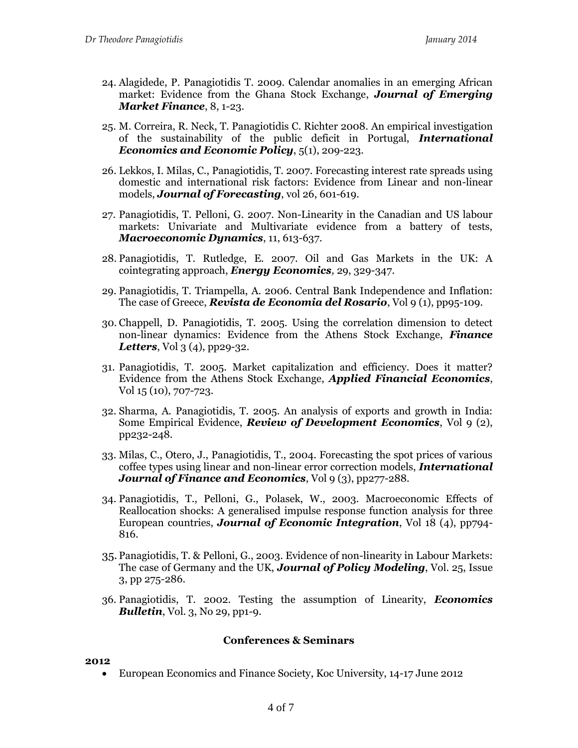24. Alagidede, P. Panagiotidis T. 2009. Calendar anomalies in an emerging African market: Evidence from the Ghana Stock Exchange, ***Journal of Emerging Market Finance***, 8, 1-23.

25. M. Correira, R. Neck, T. Panagiotidis C. Richter 2008. An empirical investigation of the sustainability of the public deficit in Portugal, ***International Economics and Economic Policy***, 5(1), 209-223.

26. Lekkos, I. Milas, C., Panagiotidis, T. 2007. Forecasting interest rate spreads using domestic and international risk factors: Evidence from Linear and non-linear models, ***Journal of Forecasting***, vol 26, 601-619.

27. Panagiotidis, T. Pelloni, G. 2007. Non-Linearity in the Canadian and US labour markets: Univariate and Multivariate evidence from a battery of tests, ***Macroeconomic Dynamics***, 11, 613-637.

28. Panagiotidis, T. Rutledge, E. 2007. Oil and Gas Markets in the UK: A cointegrating approach, ***Energy Economics***, 29, 329-347.

29. Panagiotidis, T. Triampella, A. 2006. Central Bank Independence and Inflation: The case of Greece, ***Revista de Economia del Rosario***, Vol 9 (1), pp95-109.

30. Chappell, D. Panagiotidis, T. 2005. Using the correlation dimension to detect non-linear dynamics: Evidence from the Athens Stock Exchange, ***Finance Letters***, Vol 3 (4), pp29-32.

31. Panagiotidis, T. 2005. Market capitalization and efficiency. Does it matter? Evidence from the Athens Stock Exchange, ***Applied Financial Economics***, Vol 15 (10), 707-723.

32. Sharma, A. Panagiotidis, T. 2005. An analysis of exports and growth in India: Some Empirical Evidence, ***Review of Development Economics***, Vol 9 (2), pp232-248.

33. Milas, C., Otero, J., Panagiotidis, T., 2004. Forecasting the spot prices of various coffee types using linear and non-linear error correction models, ***International Journal of Finance and Economics***, Vol 9 (3), pp277-288.

34. Panagiotidis, T., Pelloni, G., Polasek, W., 2003. Macroeconomic Effects of Reallocation shocks: A generalised impulse response function analysis for three European countries, ***Journal of Economic Integration***, Vol 18 (4), pp794-816.

35. Panagiotidis, T. & Pelloni, G., 2003. Evidence of non-linearity in Labour Markets: The case of Germany and the UK, ***Journal of Policy Modeling***, Vol. 25, Issue 3, pp 275-286.

36. Panagiotidis, T. 2002. Testing the assumption of Linearity, ***Economics Bulletin***, Vol. 3, No 29, pp1-9.

## Conferences & Seminars

**2012**

- European Economics and Finance Society, Koc University, 14-17 June 2012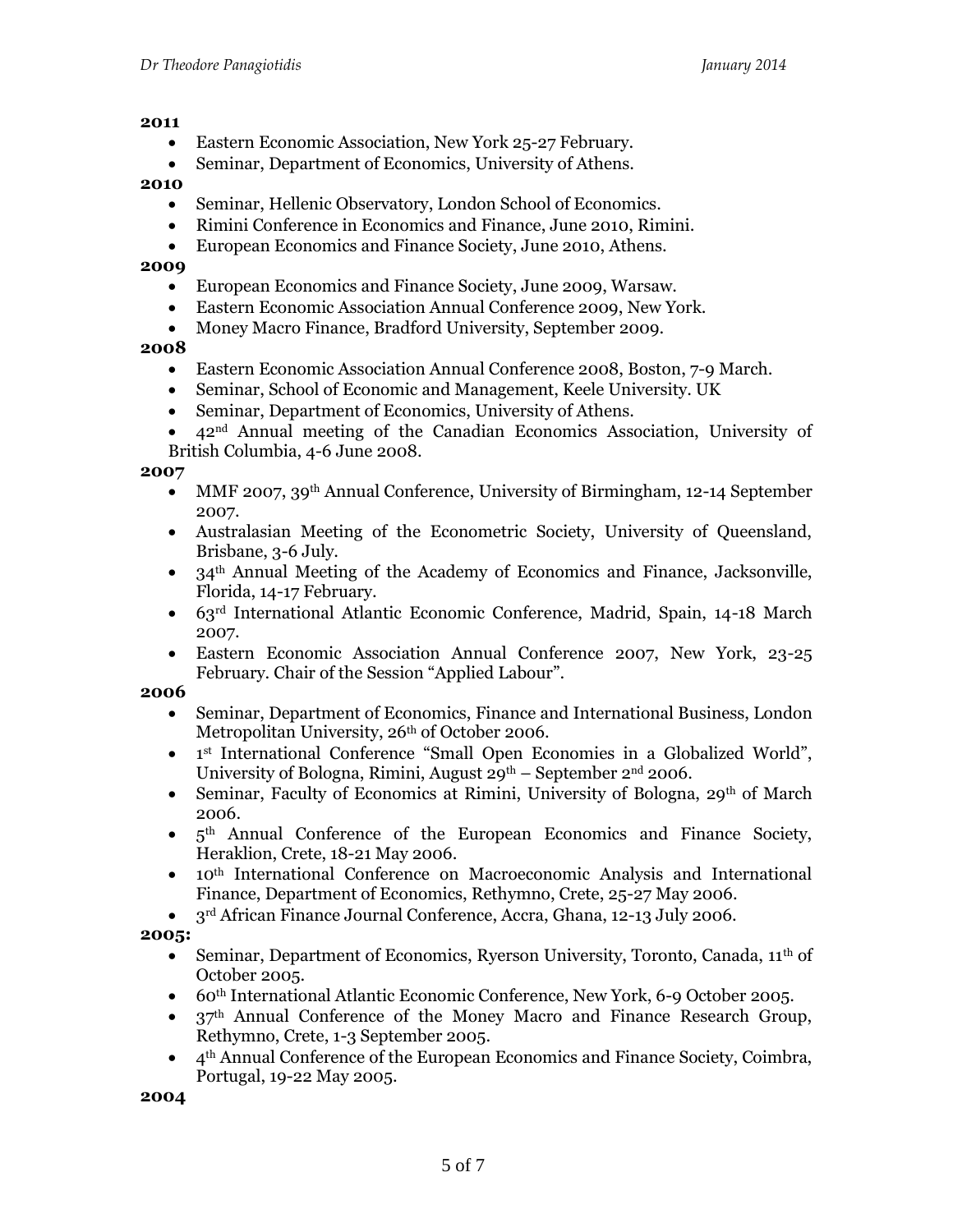**2011**

- Eastern Economic Association, New York 25-27 February.
- Seminar, Department of Economics, University of Athens.

**2010**

- Seminar, Hellenic Observatory, London School of Economics.
- Rimini Conference in Economics and Finance, June 2010, Rimini.
- European Economics and Finance Society, June 2010, Athens.

**2009**

- European Economics and Finance Society, June 2009, Warsaw.
- Eastern Economic Association Annual Conference 2009, New York.
- Money Macro Finance, Bradford University, September 2009.

**2008**

- Eastern Economic Association Annual Conference 2008, Boston, 7-9 March.
- Seminar, School of Economic and Management, Keele University. UK
- Seminar, Department of Economics, University of Athens.
- 42nd Annual meeting of the Canadian Economics Association, University of British Columbia, 4-6 June 2008.

**2007**

- MMF 2007, 39th Annual Conference, University of Birmingham, 12-14 September 2007.
- Australasian Meeting of the Econometric Society, University of Queensland, Brisbane, 3-6 July.
- 34th Annual Meeting of the Academy of Economics and Finance, Jacksonville, Florida, 14-17 February.
- 63rd International Atlantic Economic Conference, Madrid, Spain, 14-18 March 2007.
- Eastern Economic Association Annual Conference 2007, New York, 23-25 February. Chair of the Session "Applied Labour".

**2006**

- Seminar, Department of Economics, Finance and International Business, London Metropolitan University, 26th of October 2006.
- 1st International Conference "Small Open Economies in a Globalized World", University of Bologna, Rimini, August 29th – September 2nd 2006.
- Seminar, Faculty of Economics at Rimini, University of Bologna, 29th of March 2006.
- 5th Annual Conference of the European Economics and Finance Society, Heraklion, Crete, 18-21 May 2006.
- 10th International Conference on Macroeconomic Analysis and International Finance, Department of Economics, Rethymno, Crete, 25-27 May 2006.
- 3rd African Finance Journal Conference, Accra, Ghana, 12-13 July 2006.

**2005:**

- Seminar, Department of Economics, Ryerson University, Toronto, Canada, 11th of October 2005.
- 60th International Atlantic Economic Conference, New York, 6-9 October 2005.
- 37th Annual Conference of the Money Macro and Finance Research Group, Rethymno, Crete, 1-3 September 2005.
- 4th Annual Conference of the European Economics and Finance Society, Coimbra, Portugal, 19-22 May 2005.

**2004**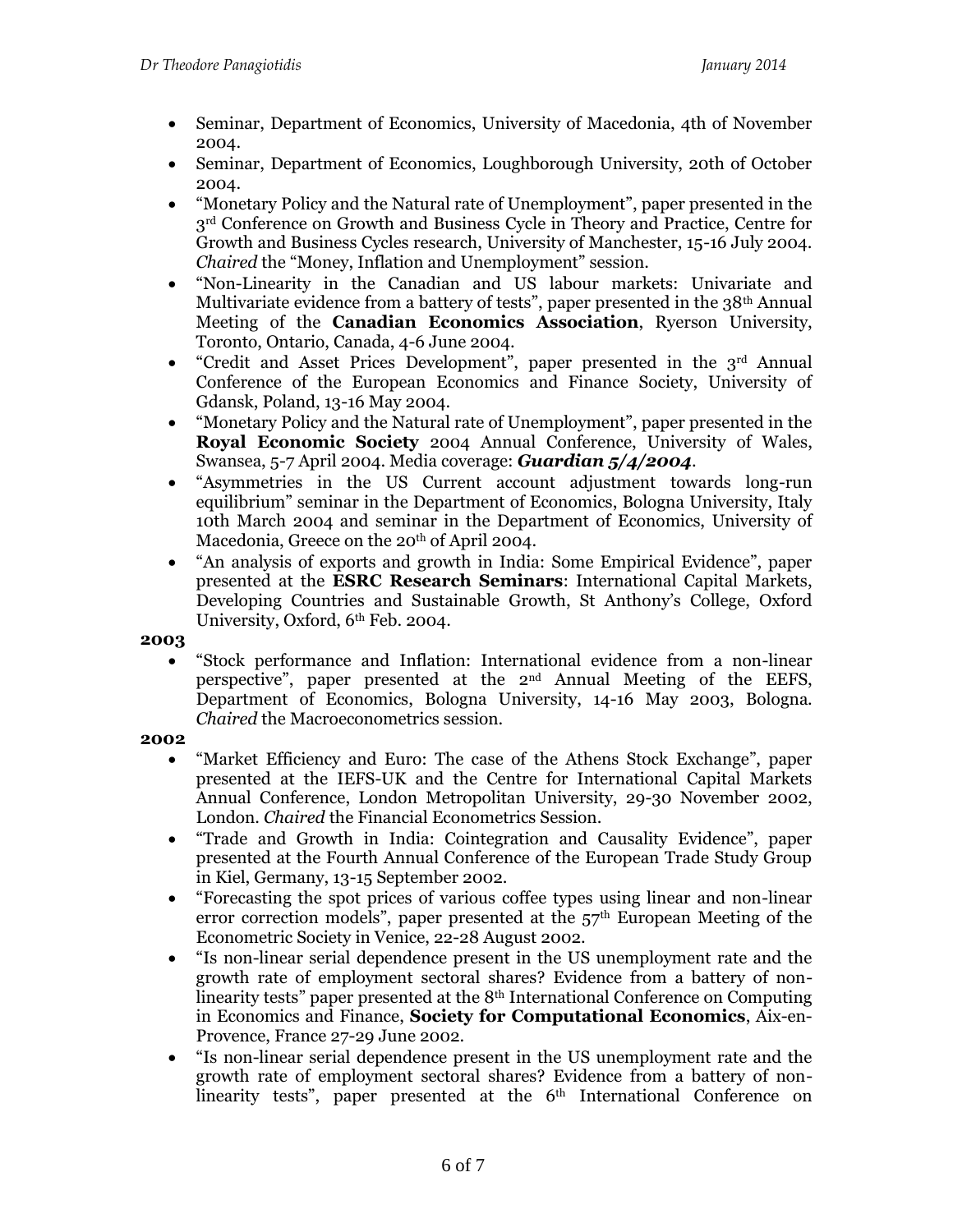- Seminar, Department of Economics, University of Macedonia, 4th of November 2004.
- Seminar, Department of Economics, Loughborough University, 20th of October 2004.
- "Monetary Policy and the Natural rate of Unemployment", paper presented in the 3rd Conference on Growth and Business Cycle in Theory and Practice, Centre for Growth and Business Cycles research, University of Manchester, 15-16 July 2004. *Chaired* the "Money, Inflation and Unemployment" session.
- "Non-Linearity in the Canadian and US labour markets: Univariate and Multivariate evidence from a battery of tests", paper presented in the 38th Annual Meeting of the **Canadian Economics Association**, Ryerson University, Toronto, Ontario, Canada, 4-6 June 2004.
- "Credit and Asset Prices Development", paper presented in the 3rd Annual Conference of the European Economics and Finance Society, University of Gdansk, Poland, 13-16 May 2004.
- "Monetary Policy and the Natural rate of Unemployment", paper presented in the **Royal Economic Society** 2004 Annual Conference, University of Wales, Swansea, 5-7 April 2004. Media coverage: ***Guardian 5/4/2004***.
- "Asymmetries in the US Current account adjustment towards long-run equilibrium" seminar in the Department of Economics, Bologna University, Italy 10th March 2004 and seminar in the Department of Economics, University of Macedonia, Greece on the 20th of April 2004.
- "An analysis of exports and growth in India: Some Empirical Evidence", paper presented at the **ESRC Research Seminars**: International Capital Markets, Developing Countries and Sustainable Growth, St Anthony's College, Oxford University, Oxford, 6th Feb. 2004.

**2003**

- "Stock performance and Inflation: International evidence from a non-linear perspective", paper presented at the 2nd Annual Meeting of the EEFS, Department of Economics, Bologna University, 14-16 May 2003, Bologna. *Chaired* the Macroeconometrics session.

**2002**

- "Market Efficiency and Euro: The case of the Athens Stock Exchange", paper presented at the IEFS-UK and the Centre for International Capital Markets Annual Conference, London Metropolitan University, 29-30 November 2002, London. *Chaired* the Financial Econometrics Session.
- "Trade and Growth in India: Cointegration and Causality Evidence", paper presented at the Fourth Annual Conference of the European Trade Study Group in Kiel, Germany, 13-15 September 2002.
- "Forecasting the spot prices of various coffee types using linear and non-linear error correction models", paper presented at the 57th European Meeting of the Econometric Society in Venice, 22-28 August 2002.
- "Is non-linear serial dependence present in the US unemployment rate and the growth rate of employment sectoral shares? Evidence from a battery of non-linearity tests" paper presented at the 8th International Conference on Computing in Economics and Finance, **Society for Computational Economics**, Aix-en-Provence, France 27-29 June 2002.
- "Is non-linear serial dependence present in the US unemployment rate and the growth rate of employment sectoral shares? Evidence from a battery of non-linearity tests", paper presented at the 6th International Conference on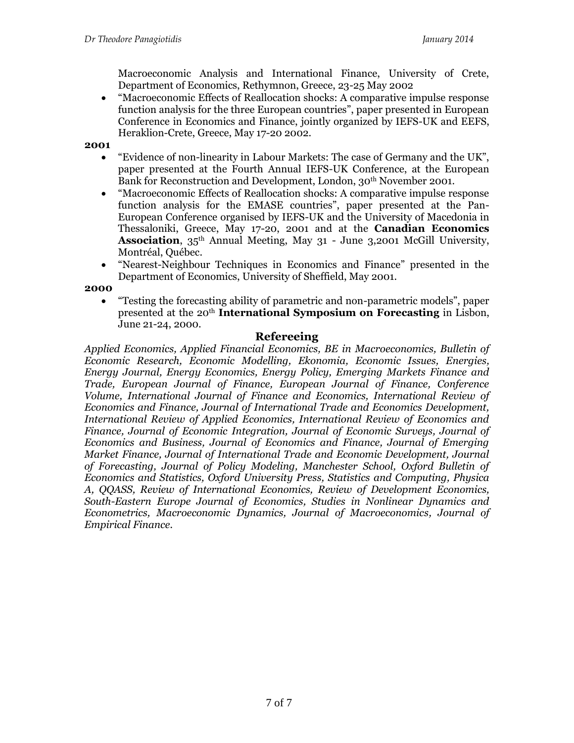Macroeconomic Analysis and International Finance, University of Crete, Department of Economics, Rethymnon, Greece, 23-25 May 2002

- "Macroeconomic Effects of Reallocation shocks: A comparative impulse response function analysis for the three European countries", paper presented in European Conference in Economics and Finance, jointly organized by IEFS-UK and EEFS, Heraklion-Crete, Greece, May 17-20 2002.

**2001**

- "Evidence of non-linearity in Labour Markets: The case of Germany and the UK", paper presented at the Fourth Annual IEFS-UK Conference, at the European Bank for Reconstruction and Development, London, 30th November 2001.
- "Macroeconomic Effects of Reallocation shocks: A comparative impulse response function analysis for the EMASE countries", paper presented at the Pan-European Conference organised by IEFS-UK and the University of Macedonia in Thessaloniki, Greece, May 17-20, 2001 and at the **Canadian Economics Association**, 35th Annual Meeting, May 31 - June 3,2001 McGill University, Montréal, Québec.
- "Nearest-Neighbour Techniques in Economics and Finance" presented in the Department of Economics, University of Sheffield, May 2001.

**2000**

- "Testing the forecasting ability of parametric and non-parametric models", paper presented at the 20th **International Symposium on Forecasting** in Lisbon, June 21-24, 2000.

## Refereeing

*Applied Economics, Applied Financial Economics, BE in Macroeconomics, Bulletin of Economic Research, Economic Modelling, Ekonomia, Economic Issues, Energies, Energy Journal, Energy Economics, Energy Policy, Emerging Markets Finance and Trade, European Journal of Finance, European Journal of Finance, Conference Volume, International Journal of Finance and Economics, International Review of Economics and Finance, Journal of International Trade and Economics Development, International Review of Applied Economics, International Review of Economics and Finance, Journal of Economic Integration, Journal of Economic Surveys, Journal of Economics and Business, Journal of Economics and Finance, Journal of Emerging Market Finance, Journal of International Trade and Economic Development, Journal of Forecasting, Journal of Policy Modeling, Manchester School, Oxford Bulletin of Economics and Statistics, Oxford University Press, Statistics and Computing, Physica A, QQASS, Review of International Economics, Review of Development Economics, South-Eastern Europe Journal of Economics, Studies in Nonlinear Dynamics and Econometrics, Macroeconomic Dynamics, Journal of Macroeconomics, Journal of Empirical Finance.*